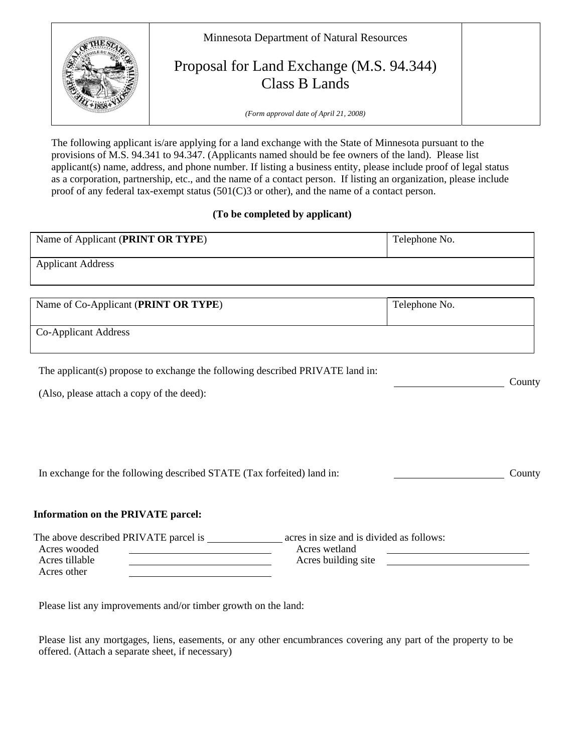Minnesota Department of Natural Resources

# Proposal for Land Exchange (M.S. 94.344) Class B Lands

*(Form approval date of April 21, 2008)*

The following applicant is/are applying for a land exchange with the State of Minnesota pursuant to the provisions of M.S. 94.341 to 94.347. (Applicants named should be fee owners of the land). Please list applicant(s) name, address, and phone number. If listing a business entity, please include proof of legal status as a corporation, partnership, etc., and the name of a contact person. If listing an organization, please include proof of any federal tax-exempt status (501(C)3 or other), and the name of a contact person.

**(To be completed by applicant)**

| Name of Applicant (**PRINT OR TYPE**) | Telephone No. |
|---|---|
| Applicant Address | |

| Name of Co-Applicant (**PRINT OR TYPE**) | Telephone No. |
|---|---|
| Co-Applicant Address | |

The applicant(s) propose to exchange the following described PRIVATE land in: ____________________ County

(Also, please attach a copy of the deed):

In exchange for the following described STATE (Tax forfeited) land in: ____________________ County

**Information on the PRIVATE parcel:**

The above described PRIVATE parcel is ______________ acres in size and is divided as follows:

| | | | |
|---|---|---|---|
| Acres wooded | ____________ | Acres wetland | ____________ |
| Acres tillable | ____________ | Acres building site | ____________ |
| Acres other | ____________ | | |

Please list any improvements and/or timber growth on the land:

Please list any mortgages, liens, easements, or any other encumbrances covering any part of the property to be offered. (Attach a separate sheet, if necessary)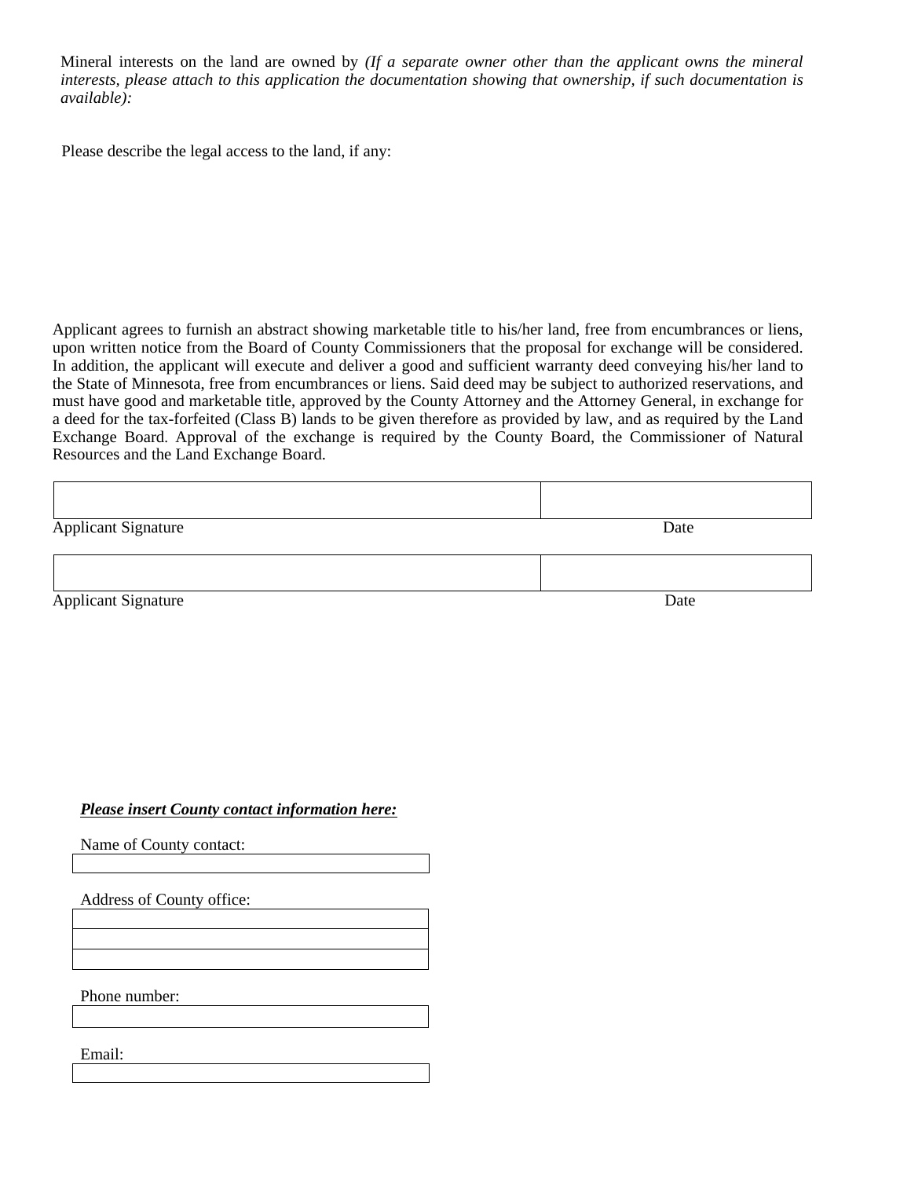Mineral interests on the land are owned by *(If a separate owner other than the applicant owns the mineral interests, please attach to this application the documentation showing that ownership, if such documentation is available):*

Please describe the legal access to the land, if any:

Applicant agrees to furnish an abstract showing marketable title to his/her land, free from encumbrances or liens, upon written notice from the Board of County Commissioners that the proposal for exchange will be considered. In addition, the applicant will execute and deliver a good and sufficient warranty deed conveying his/her land to the State of Minnesota, free from encumbrances or liens. Said deed may be subject to authorized reservations, and must have good and marketable title, approved by the County Attorney and the Attorney General, in exchange for a deed for the tax-forfeited (Class B) lands to be given therefore as provided by law, and as required by the Land Exchange Board. Approval of the exchange is required by the County Board, the Commissioner of Natural Resources and the Land Exchange Board.

| | |
|---|---|
| Applicant Signature | Date |

| | |
|---|---|
| Applicant Signature | Date |

***Please insert County contact information here:***

Name of County contact:

Address of County office:

Phone number:

Email: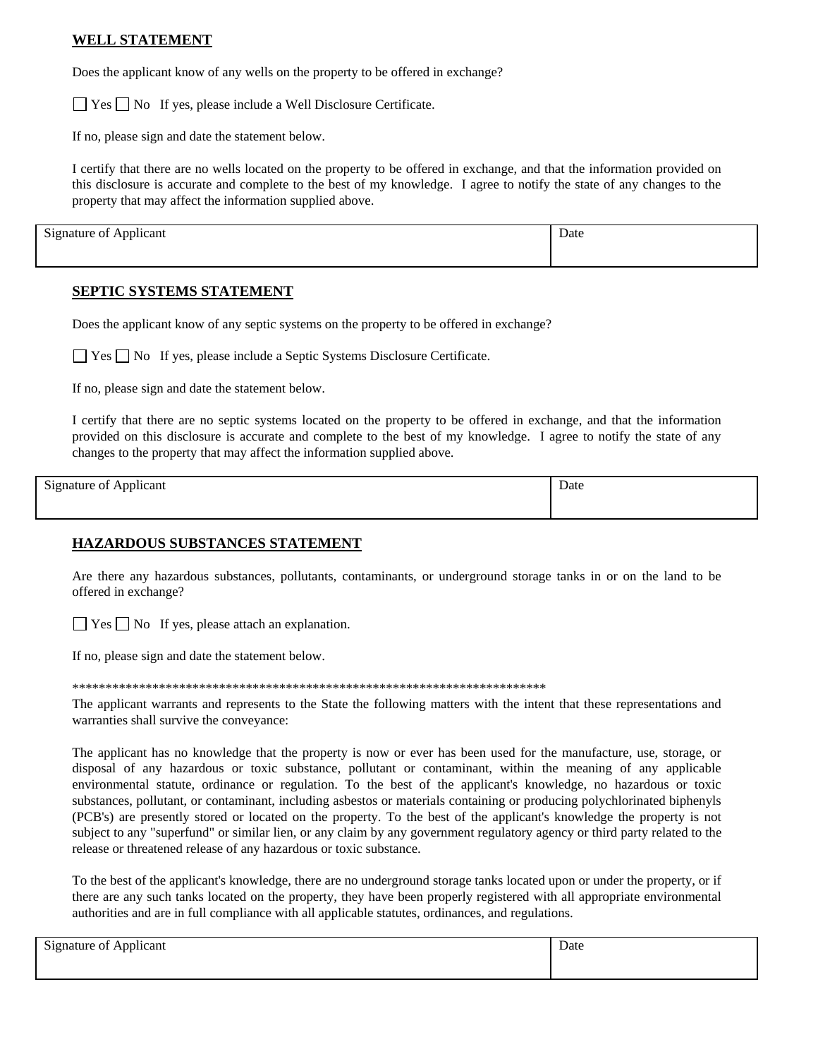## WELL STATEMENT

Does the applicant know of any wells on the property to be offered in exchange?

☐ Yes ☐ No If yes, please include a Well Disclosure Certificate.

If no, please sign and date the statement below.

I certify that there are no wells located on the property to be offered in exchange, and that the information provided on this disclosure is accurate and complete to the best of my knowledge. I agree to notify the state of any changes to the property that may affect the information supplied above.

| Signature of Applicant | Date |
| --- | --- |
| | |

## SEPTIC SYSTEMS STATEMENT

Does the applicant know of any septic systems on the property to be offered in exchange?

☐ Yes ☐ No If yes, please include a Septic Systems Disclosure Certificate.

If no, please sign and date the statement below.

I certify that there are no septic systems located on the property to be offered in exchange, and that the information provided on this disclosure is accurate and complete to the best of my knowledge. I agree to notify the state of any changes to the property that may affect the information supplied above.

| Signature of Applicant | Date |
| --- | --- |
| | |

## HAZARDOUS SUBSTANCES STATEMENT

Are there any hazardous substances, pollutants, contaminants, or underground storage tanks in or on the land to be offered in exchange?

☐ Yes ☐ No If yes, please attach an explanation.

If no, please sign and date the statement below.

************************************************************************

The applicant warrants and represents to the State the following matters with the intent that these representations and warranties shall survive the conveyance:

The applicant has no knowledge that the property is now or ever has been used for the manufacture, use, storage, or disposal of any hazardous or toxic substance, pollutant or contaminant, within the meaning of any applicable environmental statute, ordinance or regulation. To the best of the applicant's knowledge, no hazardous or toxic substances, pollutant, or contaminant, including asbestos or materials containing or producing polychlorinated biphenyls (PCB's) are presently stored or located on the property. To the best of the applicant's knowledge the property is not subject to any "superfund" or similar lien, or any claim by any government regulatory agency or third party related to the release or threatened release of any hazardous or toxic substance.

To the best of the applicant's knowledge, there are no underground storage tanks located upon or under the property, or if there are any such tanks located on the property, they have been properly registered with all appropriate environmental authorities and are in full compliance with all applicable statutes, ordinances, and regulations.

| Signature of Applicant | Date |
| --- | --- |
| | |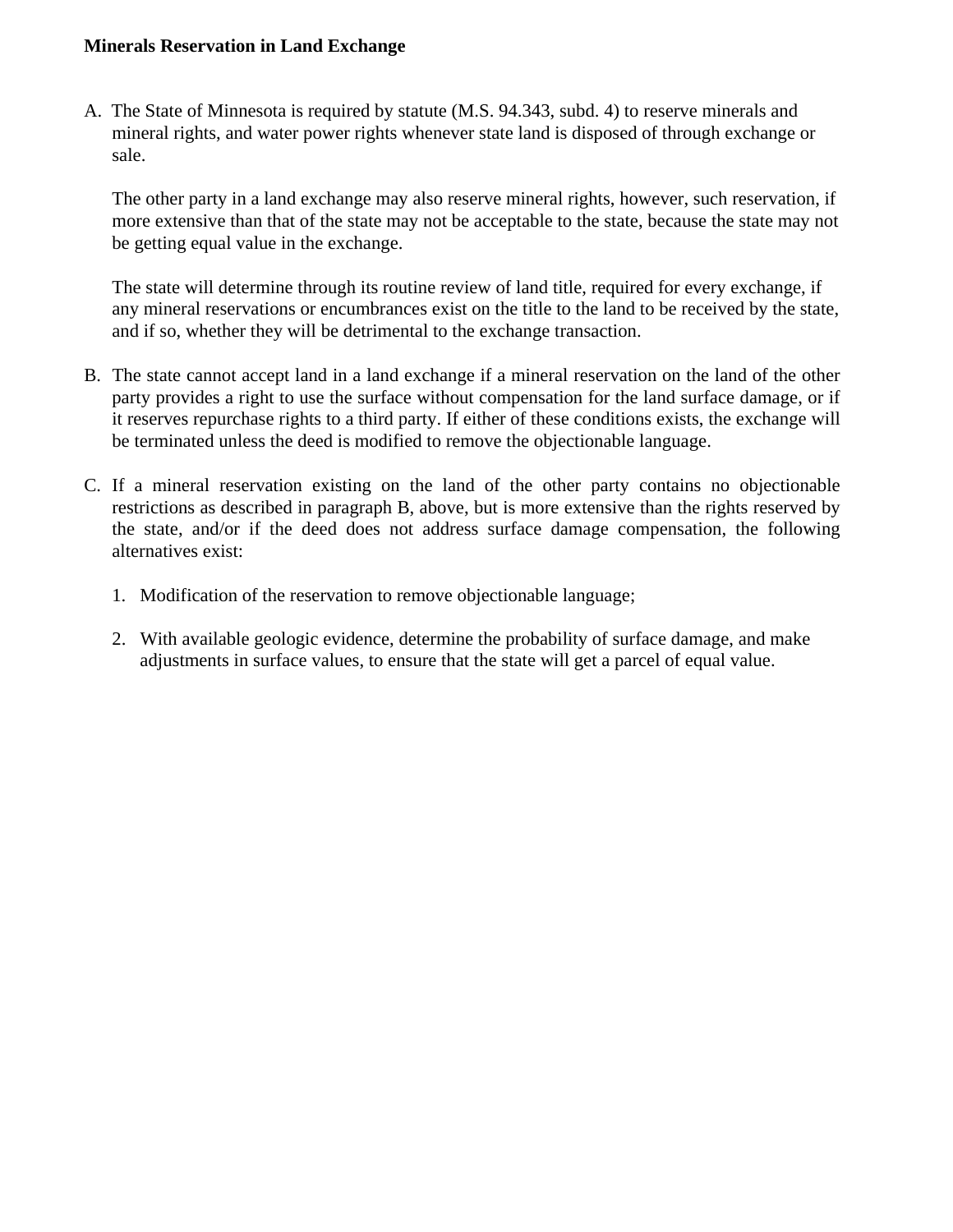**Minerals Reservation in Land Exchange**

A. The State of Minnesota is required by statute (M.S. 94.343, subd. 4) to reserve minerals and mineral rights, and water power rights whenever state land is disposed of through exchange or sale.

   The other party in a land exchange may also reserve mineral rights, however, such reservation, if more extensive than that of the state may not be acceptable to the state, because the state may not be getting equal value in the exchange.

   The state will determine through its routine review of land title, required for every exchange, if any mineral reservations or encumbrances exist on the title to the land to be received by the state, and if so, whether they will be detrimental to the exchange transaction.

B. The state cannot accept land in a land exchange if a mineral reservation on the land of the other party provides a right to use the surface without compensation for the land surface damage, or if it reserves repurchase rights to a third party. If either of these conditions exists, the exchange will be terminated unless the deed is modified to remove the objectionable language.

C. If a mineral reservation existing on the land of the other party contains no objectionable restrictions as described in paragraph B, above, but is more extensive than the rights reserved by the state, and/or if the deed does not address surface damage compensation, the following alternatives exist:

   1. Modification of the reservation to remove objectionable language;

   2. With available geologic evidence, determine the probability of surface damage, and make adjustments in surface values, to ensure that the state will get a parcel of equal value.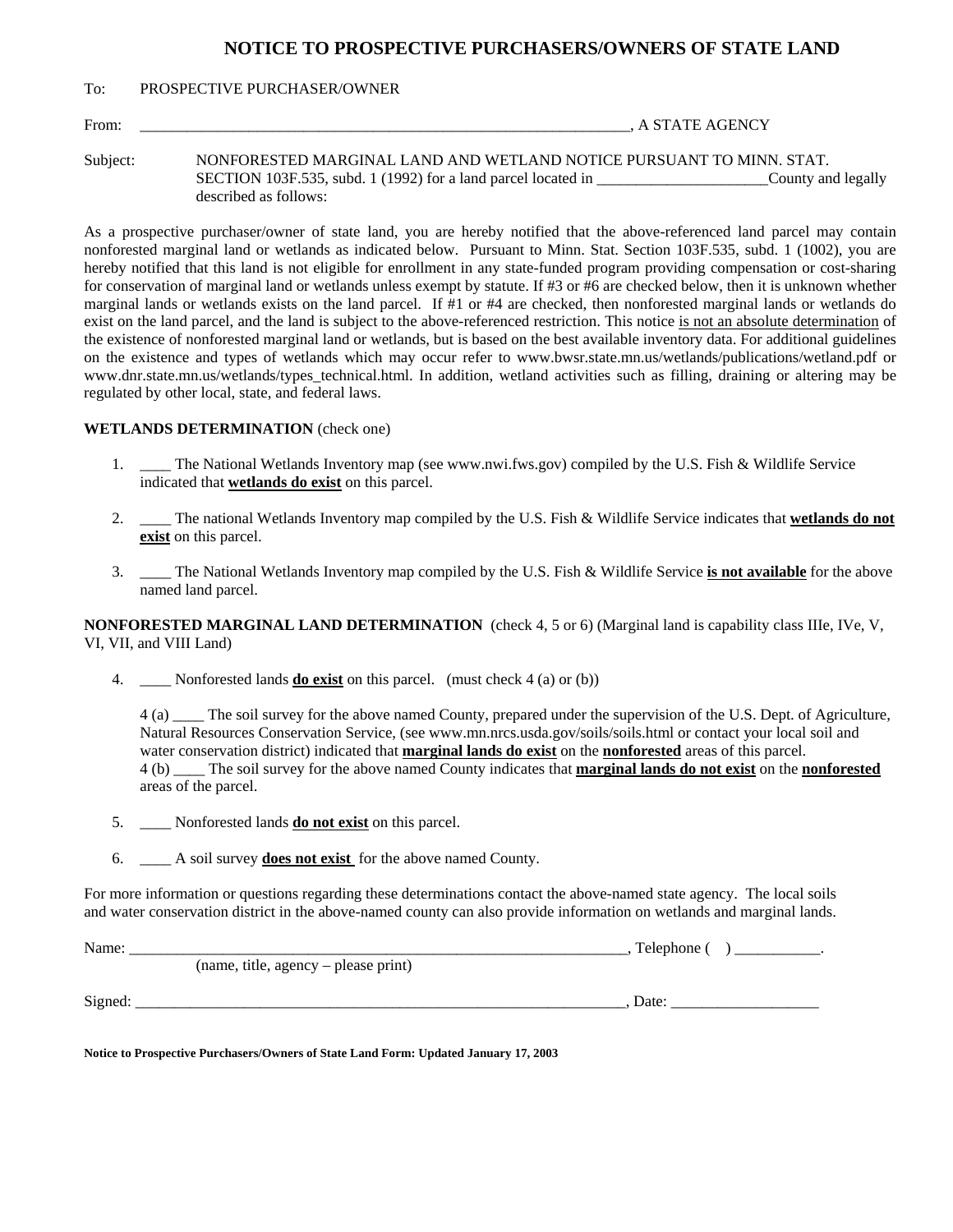# NOTICE TO PROSPECTIVE PURCHASERS/OWNERS OF STATE LAND

To: PROSPECTIVE PURCHASER/OWNER

From: _________________________________________________________________, A STATE AGENCY

Subject: NONFORESTED MARGINAL LAND AND WETLAND NOTICE PURSUANT TO MINN. STAT. SECTION 103F.535, subd. 1 (1992) for a land parcel located in ______________________County and legally described as follows:

As a prospective purchaser/owner of state land, you are hereby notified that the above-referenced land parcel may contain nonforested marginal land or wetlands as indicated below. Pursuant to Minn. Stat. Section 103F.535, subd. 1 (1002), you are hereby notified that this land is not eligible for enrollment in any state-funded program providing compensation or cost-sharing for conservation of marginal land or wetlands unless exempt by statute. If #3 or #6 are checked below, then it is unknown whether marginal lands or wetlands exists on the land parcel. If #1 or #4 are checked, then nonforested marginal lands or wetlands do exist on the land parcel, and the land is subject to the above-referenced restriction. This notice <u>is not an absolute determination</u> of the existence of nonforested marginal land or wetlands, but is based on the best available inventory data. For additional guidelines on the existence and types of wetlands which may occur refer to www.bwsr.state.mn.us/wetlands/publications/wetland.pdf or www.dnr.state.mn.us/wetlands/types_technical.html. In addition, wetland activities such as filling, draining or altering may be regulated by other local, state, and federal laws.

**WETLANDS DETERMINATION** (check one)

1. ____ The National Wetlands Inventory map (see www.nwi.fws.gov) compiled by the U.S. Fish & Wildlife Service indicated that **<u>wetlands do exist</u>** on this parcel.

2. ____ The national Wetlands Inventory map compiled by the U.S. Fish & Wildlife Service indicates that **<u>wetlands do not exist</u>** on this parcel.

3. ____ The National Wetlands Inventory map compiled by the U.S. Fish & Wildlife Service **<u>is not available</u>** for the above named land parcel.

**NONFORESTED MARGINAL LAND DETERMINATION** (check 4, 5 or 6) (Marginal land is capability class IIIe, IVe, V, VI, VII, and VIII Land)

4. ____ Nonforested lands **<u>do exist</u>** on this parcel. (must check 4 (a) or (b))

   4 (a) ____ The soil survey for the above named County, prepared under the supervision of the U.S. Dept. of Agriculture, Natural Resources Conservation Service, (see www.mn.nrcs.usda.gov/soils/soils.html or contact your local soil and water conservation district) indicated that **<u>marginal lands do exist</u>** on the **<u>nonforested</u>** areas of this parcel.
   4 (b) ____ The soil survey for the above named County indicates that **<u>marginal lands do not exist</u>** on the **<u>nonforested</u>** areas of the parcel.

5. ____ Nonforested lands **<u>do not exist</u>** on this parcel.

6. ____ A soil survey **<u>does not exist</u>** for the above named County.

For more information or questions regarding these determinations contact the above-named state agency. The local soils and water conservation district in the above-named county can also provide information on wetlands and marginal lands.

Name: _________________________________________________________________, Telephone ( ) ___________.
(name, title, agency – please print)

Signed: _________________________________________________________________, Date: ___________________

**Notice to Prospective Purchasers/Owners of State Land Form: Updated January 17, 2003**